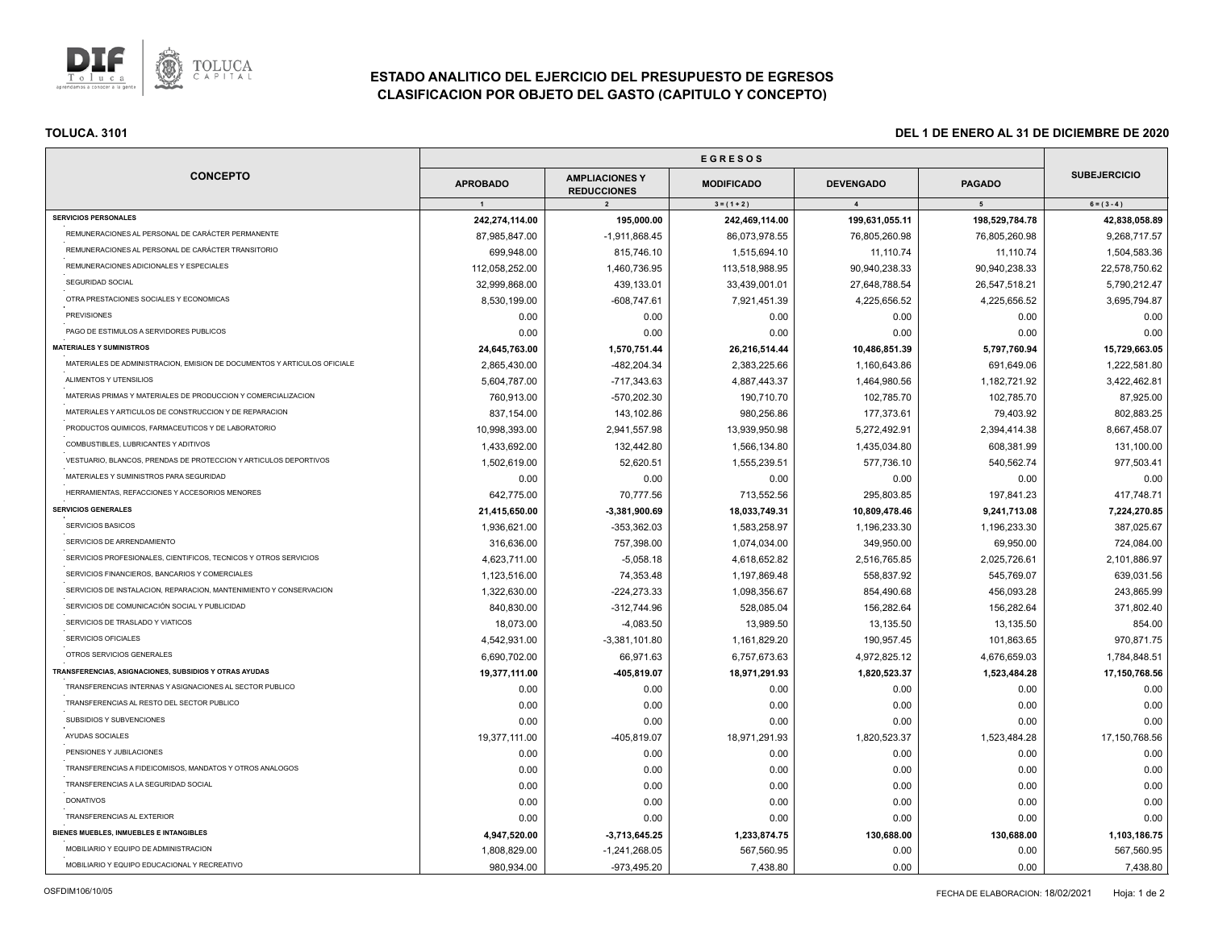# ESTADO ANALITICO DEL EJERCICIO DEL PRESUPUESTO DE EGRESOS
## CLASIFICACION POR OBJETO DEL GASTO (CAPITULO Y CONCEPTO)

**TOLUCA. 3101**

**DEL 1 DE ENERO AL 31 DE DICIEMBRE DE 2020**

| CONCEPTO | EGRESOS | | | | | SUBEJERCICIO |
|---|---|---|---|---|---|---|
| | APROBADO | AMPLIACIONES Y REDUCCIONES | MODIFICADO | DEVENGADO | PAGADO | |
| | 1 | 2 | 3 = ( 1 + 2 ) | 4 | 5 | 6 = ( 3 - 4 ) |
| **SERVICIOS PERSONALES** | **242,274,114.00** | **195,000.00** | **242,469,114.00** | **199,631,055.11** | **198,529,784.78** | **42,838,058.89** |
| REMUNERACIONES AL PERSONAL DE CARÁCTER PERMANENTE | 87,985,847.00 | -1,911,868.45 | 86,073,978.55 | 76,805,260.98 | 76,805,260.98 | 9,268,717.57 |
| REMUNERACIONES AL PERSONAL DE CARÁCTER TRANSITORIO | 699,948.00 | 815,746.10 | 1,515,694.10 | 11,110.74 | 11,110.74 | 1,504,583.36 |
| REMUNERACIONES ADICIONALES Y ESPECIALES | 112,058,252.00 | 1,460,736.95 | 113,518,988.95 | 90,940,238.33 | 90,940,238.33 | 22,578,750.62 |
| SEGURIDAD SOCIAL | 32,999,868.00 | 439,133.01 | 33,439,001.01 | 27,648,788.54 | 26,547,518.21 | 5,790,212.47 |
| OTRA PRESTACIONES SOCIALES Y ECONOMICAS | 8,530,199.00 | -608,747.61 | 7,921,451.39 | 4,225,656.52 | 4,225,656.52 | 3,695,794.87 |
| PREVISIONES | 0.00 | 0.00 | 0.00 | 0.00 | 0.00 | 0.00 |
| PAGO DE ESTIMULOS A SERVIDORES PUBLICOS | 0.00 | 0.00 | 0.00 | 0.00 | 0.00 | 0.00 |
| **MATERIALES Y SUMINISTROS** | **24,645,763.00** | **1,570,751.44** | **26,216,514.44** | **10,486,851.39** | **5,797,760.94** | **15,729,663.05** |
| MATERIALES DE ADMINISTRACION, EMISION DE DOCUMENTOS Y ARTICULOS OFICIALE | 2,865,430.00 | -482,204.34 | 2,383,225.66 | 1,160,643.86 | 691,649.06 | 1,222,581.80 |
| ALIMENTOS Y UTENSILIOS | 5,604,787.00 | -717,343.63 | 4,887,443.37 | 1,464,980.56 | 1,182,721.92 | 3,422,462.81 |
| MATERIAS PRIMAS Y MATERIALES DE PRODUCCION Y COMERCIALIZACION | 760,913.00 | -570,202.30 | 190,710.70 | 102,785.70 | 102,785.70 | 87,925.00 |
| MATERIALES Y ARTICULOS DE CONSTRUCCION Y DE REPARACION | 837,154.00 | 143,102.86 | 980,256.86 | 177,373.61 | 79,403.92 | 802,883.25 |
| PRODUCTOS QUIMICOS, FARMACEUTICOS Y DE LABORATORIO | 10,998,393.00 | 2,941,557.98 | 13,939,950.98 | 5,272,492.91 | 2,394,414.38 | 8,667,458.07 |
| COMBUSTIBLES, LUBRICANTES Y ADITIVOS | 1,433,692.00 | 132,442.80 | 1,566,134.80 | 1,435,034.80 | 608,381.99 | 131,100.00 |
| VESTUARIO, BLANCOS, PRENDAS DE PROTECCION Y ARTICULOS DEPORTIVOS | 1,502,619.00 | 52,620.51 | 1,555,239.51 | 577,736.10 | 540,562.74 | 977,503.41 |
| MATERIALES Y SUMINISTROS PARA SEGURIDAD | 0.00 | 0.00 | 0.00 | 0.00 | 0.00 | 0.00 |
| HERRAMIENTAS, REFACCIONES Y ACCESORIOS MENORES | 642,775.00 | 70,777.56 | 713,552.56 | 295,803.85 | 197,841.23 | 417,748.71 |
| **SERVICIOS GENERALES** | **21,415,650.00** | **-3,381,900.69** | **18,033,749.31** | **10,809,478.46** | **9,241,713.08** | **7,224,270.85** |
| SERVICIOS BASICOS | 1,936,621.00 | -353,362.03 | 1,583,258.97 | 1,196,233.30 | 1,196,233.30 | 387,025.67 |
| SERVICIOS DE ARRENDAMIENTO | 316,636.00 | 757,398.00 | 1,074,034.00 | 349,950.00 | 69,950.00 | 724,084.00 |
| SERVICIOS PROFESIONALES, CIENTIFICOS, TECNICOS Y OTROS SERVICIOS | 4,623,711.00 | -5,058.18 | 4,618,652.82 | 2,516,765.85 | 2,025,726.61 | 2,101,886.97 |
| SERVICIOS FINANCIEROS, BANCARIOS Y COMERCIALES | 1,123,516.00 | 74,353.48 | 1,197,869.48 | 558,837.92 | 545,769.07 | 639,031.56 |
| SERVICIOS DE INSTALACION, REPARACION, MANTENIMIENTO Y CONSERVACION | 1,322,630.00 | -224,273.33 | 1,098,356.67 | 854,490.68 | 456,093.28 | 243,865.99 |
| SERVICIOS DE COMUNICACIÓN SOCIAL Y PUBLICIDAD | 840,830.00 | -312,744.96 | 528,085.04 | 156,282.64 | 156,282.64 | 371,802.40 |
| SERVICIOS DE TRASLADO Y VIATICOS | 18,073.00 | -4,083.50 | 13,989.50 | 13,135.50 | 13,135.50 | 854.00 |
| SERVICIOS OFICIALES | 4,542,931.00 | -3,381,101.80 | 1,161,829.20 | 190,957.45 | 101,863.65 | 970,871.75 |
| OTROS SERVICIOS GENERALES | 6,690,702.00 | 66,971.63 | 6,757,673.63 | 4,972,825.12 | 4,676,659.03 | 1,784,848.51 |
| **TRANSFERENCIAS, ASIGNACIONES, SUBSIDIOS Y OTRAS AYUDAS** | **19,377,111.00** | **-405,819.07** | **18,971,291.93** | **1,820,523.37** | **1,523,484.28** | **17,150,768.56** |
| TRANSFERENCIAS INTERNAS Y ASIGNACIONES AL SECTOR PUBLICO | 0.00 | 0.00 | 0.00 | 0.00 | 0.00 | 0.00 |
| TRANSFERENCIAS AL RESTO DEL SECTOR PUBLICO | 0.00 | 0.00 | 0.00 | 0.00 | 0.00 | 0.00 |
| SUBSIDIOS Y SUBVENCIONES | 0.00 | 0.00 | 0.00 | 0.00 | 0.00 | 0.00 |
| AYUDAS SOCIALES | 19,377,111.00 | -405,819.07 | 18,971,291.93 | 1,820,523.37 | 1,523,484.28 | 17,150,768.56 |
| PENSIONES Y JUBILACIONES | 0.00 | 0.00 | 0.00 | 0.00 | 0.00 | 0.00 |
| TRANSFERENCIAS A FIDEICOMISOS, MANDATOS Y OTROS ANALOGOS | 0.00 | 0.00 | 0.00 | 0.00 | 0.00 | 0.00 |
| TRANSFERENCIAS A LA SEGURIDAD SOCIAL | 0.00 | 0.00 | 0.00 | 0.00 | 0.00 | 0.00 |
| DONATIVOS | 0.00 | 0.00 | 0.00 | 0.00 | 0.00 | 0.00 |
| TRANSFERENCIAS AL EXTERIOR | 0.00 | 0.00 | 0.00 | 0.00 | 0.00 | 0.00 |
| **BIENES MUEBLES, INMUEBLES E INTANGIBLES** | **4,947,520.00** | **-3,713,645.25** | **1,233,874.75** | **130,688.00** | **130,688.00** | **1,103,186.75** |
| MOBILIARIO Y EQUIPO DE ADMINISTRACION | 1,808,829.00 | -1,241,268.05 | 567,560.95 | 0.00 | 0.00 | 567,560.95 |
| MOBILIARIO Y EQUIPO EDUCACIONAL Y RECREATIVO | 980,934.00 | -973,495.20 | 7,438.80 | 0.00 | 0.00 | 7,438.80 |

OSFDIM106/10/05

FECHA DE ELABORACION: 18/02/2021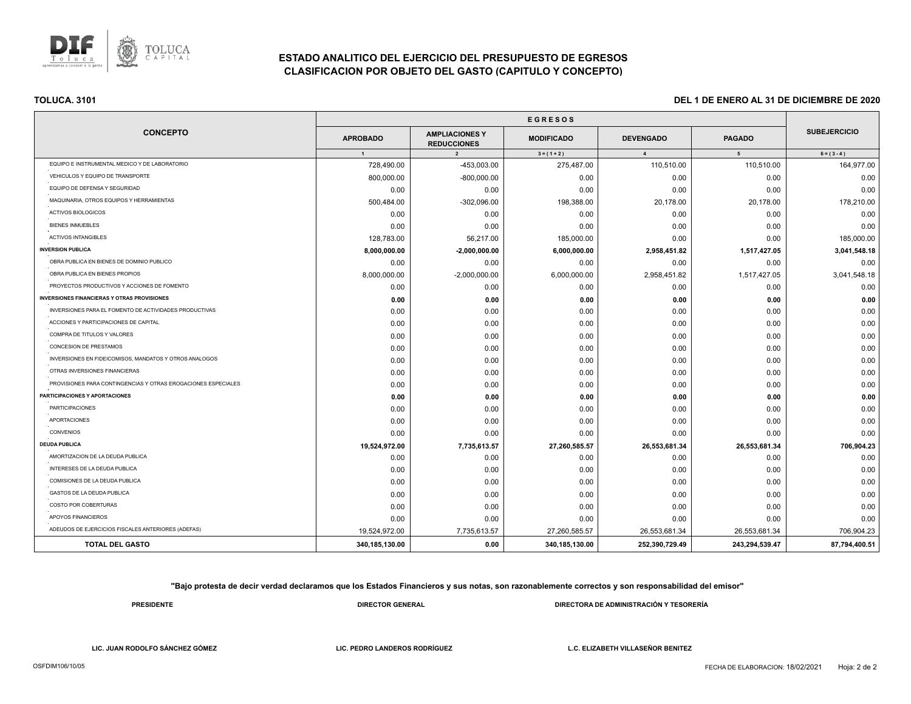# ESTADO ANALITICO DEL EJERCICIO DEL PRESUPUESTO DE EGRESOS
## CLASIFICACION POR OBJETO DEL GASTO (CAPITULO Y CONCEPTO)

**TOLUCA. 3101**

**DEL 1 DE ENERO AL 31 DE DICIEMBRE DE 2020**

| CONCEPTO | EGRESOS | | | | | SUBEJERCICIO |
|---|---|---|---|---|---|---|
| | APROBADO | AMPLIACIONES Y REDUCCIONES | MODIFICADO | DEVENGADO | PAGADO | |
| | 1 | 2 | 3 = ( 1 + 2 ) | 4 | 5 | 6 = ( 3 - 4 ) |
| EQUIPO E INSTRUMENTAL MEDICO Y DE LABORATORIO | 728,490.00 | -453,003.00 | 275,487.00 | 110,510.00 | 110,510.00 | 164,977.00 |
| VEHICULOS Y EQUIPO DE TRANSPORTE | 800,000.00 | -800,000.00 | 0.00 | 0.00 | 0.00 | 0.00 |
| EQUIPO DE DEFENSA Y SEGURIDAD | 0.00 | 0.00 | 0.00 | 0.00 | 0.00 | 0.00 |
| MAQUINARIA, OTROS EQUIPOS Y HERRAMIENTAS | 500,484.00 | -302,096.00 | 198,388.00 | 20,178.00 | 20,178.00 | 178,210.00 |
| ACTIVOS BIOLOGICOS | 0.00 | 0.00 | 0.00 | 0.00 | 0.00 | 0.00 |
| BIENES INMUEBLES | 0.00 | 0.00 | 0.00 | 0.00 | 0.00 | 0.00 |
| ACTIVOS INTANGIBLES | 128,783.00 | 56,217.00 | 185,000.00 | 0.00 | 0.00 | 185,000.00 |
| **INVERSION PUBLICA** | **8,000,000.00** | **-2,000,000.00** | **6,000,000.00** | **2,958,451.82** | **1,517,427.05** | **3,041,548.18** |
| OBRA PUBLICA EN BIENES DE DOMINIO PUBLICO | 0.00 | 0.00 | 0.00 | 0.00 | 0.00 | 0.00 |
| OBRA PUBLICA EN BIENES PROPIOS | 8,000,000.00 | -2,000,000.00 | 6,000,000.00 | 2,958,451.82 | 1,517,427.05 | 3,041,548.18 |
| PROYECTOS PRODUCTIVOS Y ACCIONES DE FOMENTO | 0.00 | 0.00 | 0.00 | 0.00 | 0.00 | 0.00 |
| **INVERSIONES FINANCIERAS Y OTRAS PROVISIONES** | **0.00** | **0.00** | **0.00** | **0.00** | **0.00** | **0.00** |
| INVERSIONES PARA EL FOMENTO DE ACTIVIDADES PRODUCTIVAS | 0.00 | 0.00 | 0.00 | 0.00 | 0.00 | 0.00 |
| ACCIONES Y PARTICIPACIONES DE CAPITAL | 0.00 | 0.00 | 0.00 | 0.00 | 0.00 | 0.00 |
| COMPRA DE TITULOS Y VALORES | 0.00 | 0.00 | 0.00 | 0.00 | 0.00 | 0.00 |
| CONCESION DE PRESTAMOS | 0.00 | 0.00 | 0.00 | 0.00 | 0.00 | 0.00 |
| INVERSIONES EN FIDEICOMISOS, MANDATOS Y OTROS ANALOGOS | 0.00 | 0.00 | 0.00 | 0.00 | 0.00 | 0.00 |
| OTRAS INVERSIONES FINANCIERAS | 0.00 | 0.00 | 0.00 | 0.00 | 0.00 | 0.00 |
| PROVISIONES PARA CONTINGENCIAS Y OTRAS EROGACIONES ESPECIALES | 0.00 | 0.00 | 0.00 | 0.00 | 0.00 | 0.00 |
| **PARTICIPACIONES Y APORTACIONES** | **0.00** | **0.00** | **0.00** | **0.00** | **0.00** | **0.00** |
| PARTICIPACIONES | 0.00 | 0.00 | 0.00 | 0.00 | 0.00 | 0.00 |
| APORTACIONES | 0.00 | 0.00 | 0.00 | 0.00 | 0.00 | 0.00 |
| CONVENIOS | 0.00 | 0.00 | 0.00 | 0.00 | 0.00 | 0.00 |
| **DEUDA PUBLICA** | **19,524,972.00** | **7,735,613.57** | **27,260,585.57** | **26,553,681.34** | **26,553,681.34** | **706,904.23** |
| AMORTIZACION DE LA DEUDA PUBLICA | 0.00 | 0.00 | 0.00 | 0.00 | 0.00 | 0.00 |
| INTERESES DE LA DEUDA PUBLICA | 0.00 | 0.00 | 0.00 | 0.00 | 0.00 | 0.00 |
| COMISIONES DE LA DEUDA PUBLICA | 0.00 | 0.00 | 0.00 | 0.00 | 0.00 | 0.00 |
| GASTOS DE LA DEUDA PUBLICA | 0.00 | 0.00 | 0.00 | 0.00 | 0.00 | 0.00 |
| COSTO POR COBERTURAS | 0.00 | 0.00 | 0.00 | 0.00 | 0.00 | 0.00 |
| APOYOS FINANCIEROS | 0.00 | 0.00 | 0.00 | 0.00 | 0.00 | 0.00 |
| ADEUDOS DE EJERCICIOS FISCALES ANTERIORES (ADEFAS) | 19,524,972.00 | 7,735,613.57 | 27,260,585.57 | 26,553,681.34 | 26,553,681.34 | 706,904.23 |
| **TOTAL DEL GASTO** | **340,185,130.00** | **0.00** | **340,185,130.00** | **252,390,729.49** | **243,294,539.47** | **87,794,400.51** |

**"Bajo protesta de decir verdad declaramos que los Estados Financieros y sus notas, son razonablemente correctos y son responsabilidad del emisor"**

| PRESIDENTE | DIRECTOR GENERAL | DIRECTORA DE ADMINISTRACIÓN Y TESORERÍA |
|---|---|---|
| LIC. JUAN RODOLFO SÁNCHEZ GÓMEZ | LIC. PEDRO LANDEROS RODRÍGUEZ | L.C. ELIZABETH VILLASEÑOR BENITEZ |

OSFDIM106/10/05

FECHA DE ELABORACION: 18/02/2021